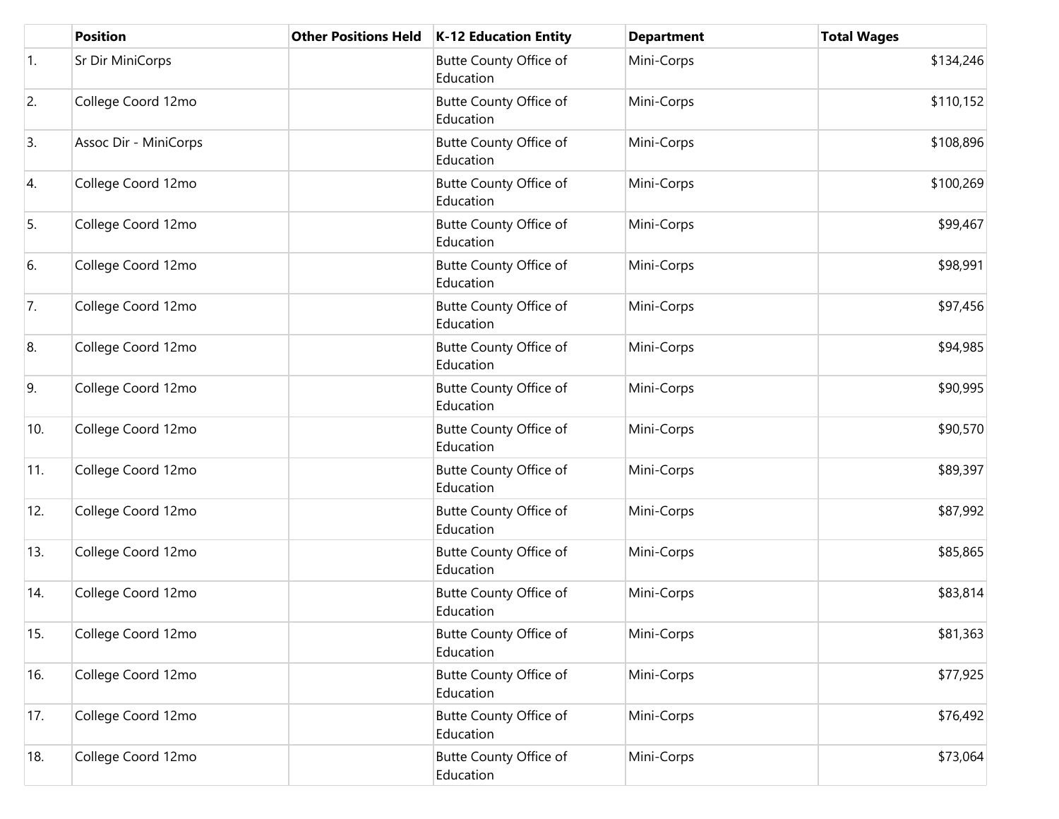| | Position | Other Positions Held | K-12 Education Entity | Department | Total Wages |
|---|---|---|---|---|---|
| 1. | Sr Dir MiniCorps | | Butte County Office of Education | Mini-Corps | $134,246 |
| 2. | College Coord 12mo | | Butte County Office of Education | Mini-Corps | $110,152 |
| 3. | Assoc Dir - MiniCorps | | Butte County Office of Education | Mini-Corps | $108,896 |
| 4. | College Coord 12mo | | Butte County Office of Education | Mini-Corps | $100,269 |
| 5. | College Coord 12mo | | Butte County Office of Education | Mini-Corps | $99,467 |
| 6. | College Coord 12mo | | Butte County Office of Education | Mini-Corps | $98,991 |
| 7. | College Coord 12mo | | Butte County Office of Education | Mini-Corps | $97,456 |
| 8. | College Coord 12mo | | Butte County Office of Education | Mini-Corps | $94,985 |
| 9. | College Coord 12mo | | Butte County Office of Education | Mini-Corps | $90,995 |
| 10. | College Coord 12mo | | Butte County Office of Education | Mini-Corps | $90,570 |
| 11. | College Coord 12mo | | Butte County Office of Education | Mini-Corps | $89,397 |
| 12. | College Coord 12mo | | Butte County Office of Education | Mini-Corps | $87,992 |
| 13. | College Coord 12mo | | Butte County Office of Education | Mini-Corps | $85,865 |
| 14. | College Coord 12mo | | Butte County Office of Education | Mini-Corps | $83,814 |
| 15. | College Coord 12mo | | Butte County Office of Education | Mini-Corps | $81,363 |
| 16. | College Coord 12mo | | Butte County Office of Education | Mini-Corps | $77,925 |
| 17. | College Coord 12mo | | Butte County Office of Education | Mini-Corps | $76,492 |
| 18. | College Coord 12mo | | Butte County Office of Education | Mini-Corps | $73,064 |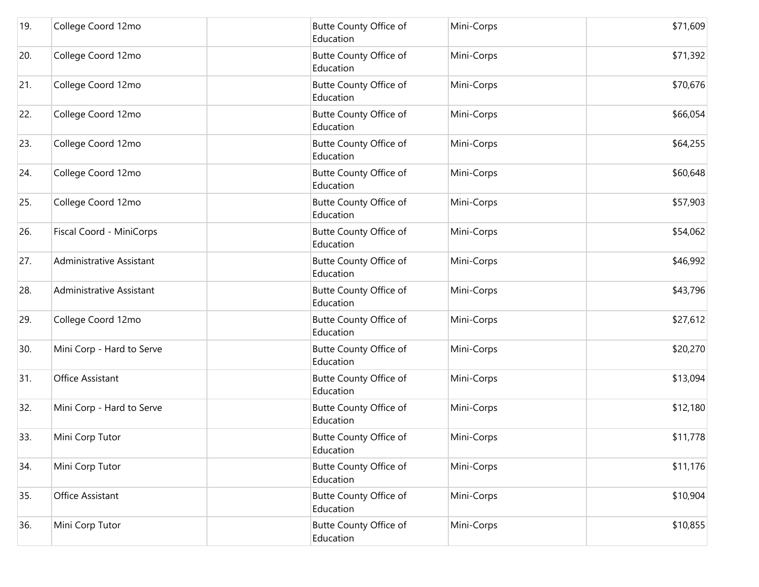| | | | | | |
|---|---|---|---|---|---|
| 19. | College Coord 12mo | | Butte County Office of Education | Mini-Corps | $71,609 |
| 20. | College Coord 12mo | | Butte County Office of Education | Mini-Corps | $71,392 |
| 21. | College Coord 12mo | | Butte County Office of Education | Mini-Corps | $70,676 |
| 22. | College Coord 12mo | | Butte County Office of Education | Mini-Corps | $66,054 |
| 23. | College Coord 12mo | | Butte County Office of Education | Mini-Corps | $64,255 |
| 24. | College Coord 12mo | | Butte County Office of Education | Mini-Corps | $60,648 |
| 25. | College Coord 12mo | | Butte County Office of Education | Mini-Corps | $57,903 |
| 26. | Fiscal Coord - MiniCorps | | Butte County Office of Education | Mini-Corps | $54,062 |
| 27. | Administrative Assistant | | Butte County Office of Education | Mini-Corps | $46,992 |
| 28. | Administrative Assistant | | Butte County Office of Education | Mini-Corps | $43,796 |
| 29. | College Coord 12mo | | Butte County Office of Education | Mini-Corps | $27,612 |
| 30. | Mini Corp - Hard to Serve | | Butte County Office of Education | Mini-Corps | $20,270 |
| 31. | Office Assistant | | Butte County Office of Education | Mini-Corps | $13,094 |
| 32. | Mini Corp - Hard to Serve | | Butte County Office of Education | Mini-Corps | $12,180 |
| 33. | Mini Corp Tutor | | Butte County Office of Education | Mini-Corps | $11,778 |
| 34. | Mini Corp Tutor | | Butte County Office of Education | Mini-Corps | $11,176 |
| 35. | Office Assistant | | Butte County Office of Education | Mini-Corps | $10,904 |
| 36. | Mini Corp Tutor | | Butte County Office of Education | Mini-Corps | $10,855 |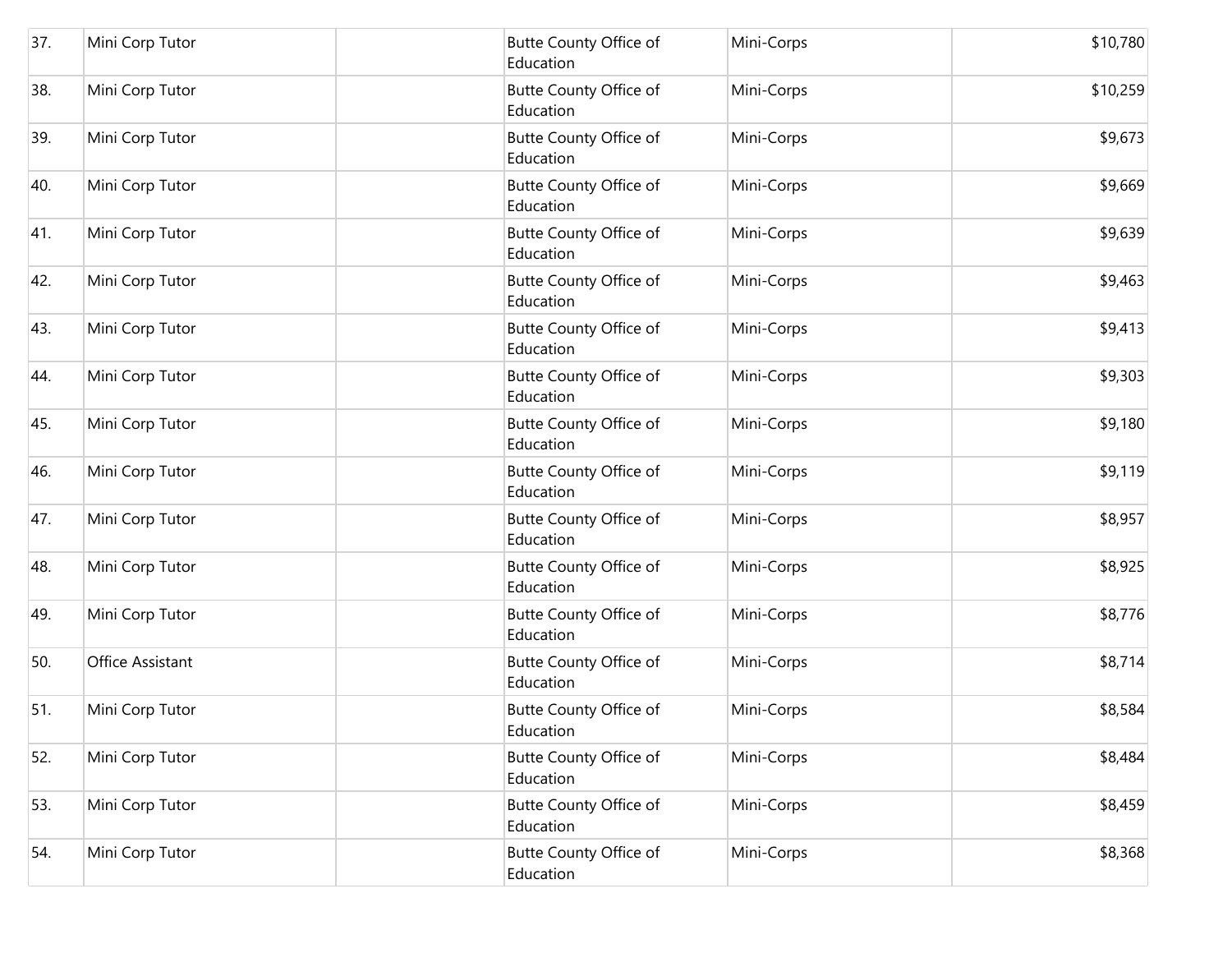| | | | | | |
|---|---|---|---|---|---|
| 37. | Mini Corp Tutor | | Butte County Office of Education | Mini-Corps | $10,780 |
| 38. | Mini Corp Tutor | | Butte County Office of Education | Mini-Corps | $10,259 |
| 39. | Mini Corp Tutor | | Butte County Office of Education | Mini-Corps | $9,673 |
| 40. | Mini Corp Tutor | | Butte County Office of Education | Mini-Corps | $9,669 |
| 41. | Mini Corp Tutor | | Butte County Office of Education | Mini-Corps | $9,639 |
| 42. | Mini Corp Tutor | | Butte County Office of Education | Mini-Corps | $9,463 |
| 43. | Mini Corp Tutor | | Butte County Office of Education | Mini-Corps | $9,413 |
| 44. | Mini Corp Tutor | | Butte County Office of Education | Mini-Corps | $9,303 |
| 45. | Mini Corp Tutor | | Butte County Office of Education | Mini-Corps | $9,180 |
| 46. | Mini Corp Tutor | | Butte County Office of Education | Mini-Corps | $9,119 |
| 47. | Mini Corp Tutor | | Butte County Office of Education | Mini-Corps | $8,957 |
| 48. | Mini Corp Tutor | | Butte County Office of Education | Mini-Corps | $8,925 |
| 49. | Mini Corp Tutor | | Butte County Office of Education | Mini-Corps | $8,776 |
| 50. | Office Assistant | | Butte County Office of Education | Mini-Corps | $8,714 |
| 51. | Mini Corp Tutor | | Butte County Office of Education | Mini-Corps | $8,584 |
| 52. | Mini Corp Tutor | | Butte County Office of Education | Mini-Corps | $8,484 |
| 53. | Mini Corp Tutor | | Butte County Office of Education | Mini-Corps | $8,459 |
| 54. | Mini Corp Tutor | | Butte County Office of Education | Mini-Corps | $8,368 |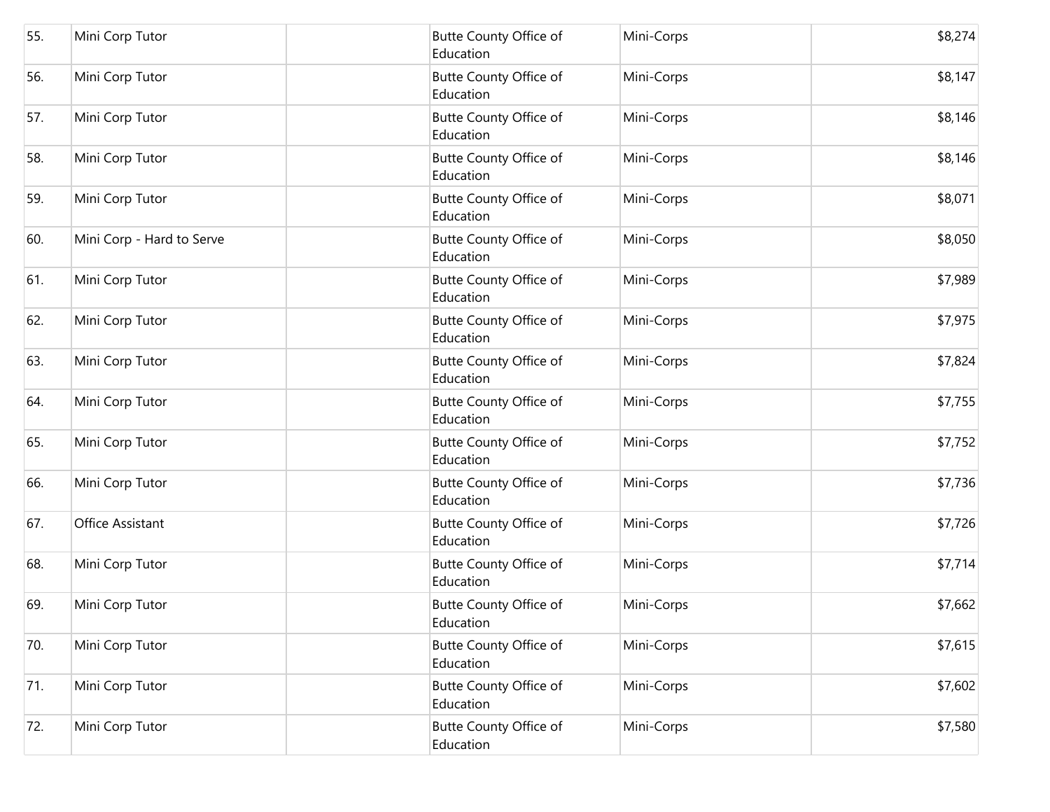| | | | | | |
|---|---|---|---|---|---|
| 55. | Mini Corp Tutor | | Butte County Office of Education | Mini-Corps | $8,274 |
| 56. | Mini Corp Tutor | | Butte County Office of Education | Mini-Corps | $8,147 |
| 57. | Mini Corp Tutor | | Butte County Office of Education | Mini-Corps | $8,146 |
| 58. | Mini Corp Tutor | | Butte County Office of Education | Mini-Corps | $8,146 |
| 59. | Mini Corp Tutor | | Butte County Office of Education | Mini-Corps | $8,071 |
| 60. | Mini Corp - Hard to Serve | | Butte County Office of Education | Mini-Corps | $8,050 |
| 61. | Mini Corp Tutor | | Butte County Office of Education | Mini-Corps | $7,989 |
| 62. | Mini Corp Tutor | | Butte County Office of Education | Mini-Corps | $7,975 |
| 63. | Mini Corp Tutor | | Butte County Office of Education | Mini-Corps | $7,824 |
| 64. | Mini Corp Tutor | | Butte County Office of Education | Mini-Corps | $7,755 |
| 65. | Mini Corp Tutor | | Butte County Office of Education | Mini-Corps | $7,752 |
| 66. | Mini Corp Tutor | | Butte County Office of Education | Mini-Corps | $7,736 |
| 67. | Office Assistant | | Butte County Office of Education | Mini-Corps | $7,726 |
| 68. | Mini Corp Tutor | | Butte County Office of Education | Mini-Corps | $7,714 |
| 69. | Mini Corp Tutor | | Butte County Office of Education | Mini-Corps | $7,662 |
| 70. | Mini Corp Tutor | | Butte County Office of Education | Mini-Corps | $7,615 |
| 71. | Mini Corp Tutor | | Butte County Office of Education | Mini-Corps | $7,602 |
| 72. | Mini Corp Tutor | | Butte County Office of Education | Mini-Corps | $7,580 |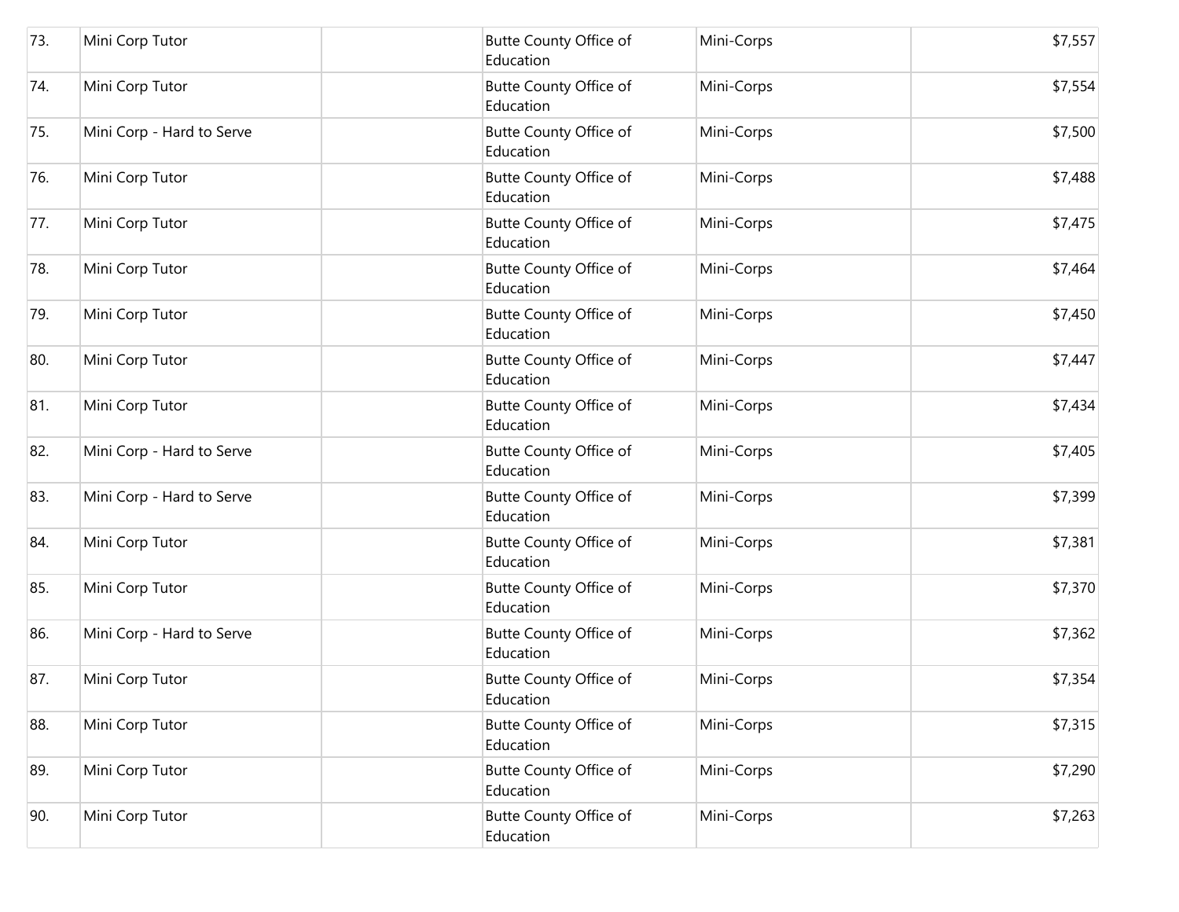| | | | | | |
|---|---|---|---|---|---|
| 73. | Mini Corp Tutor | | Butte County Office of Education | Mini-Corps | $7,557 |
| 74. | Mini Corp Tutor | | Butte County Office of Education | Mini-Corps | $7,554 |
| 75. | Mini Corp - Hard to Serve | | Butte County Office of Education | Mini-Corps | $7,500 |
| 76. | Mini Corp Tutor | | Butte County Office of Education | Mini-Corps | $7,488 |
| 77. | Mini Corp Tutor | | Butte County Office of Education | Mini-Corps | $7,475 |
| 78. | Mini Corp Tutor | | Butte County Office of Education | Mini-Corps | $7,464 |
| 79. | Mini Corp Tutor | | Butte County Office of Education | Mini-Corps | $7,450 |
| 80. | Mini Corp Tutor | | Butte County Office of Education | Mini-Corps | $7,447 |
| 81. | Mini Corp Tutor | | Butte County Office of Education | Mini-Corps | $7,434 |
| 82. | Mini Corp - Hard to Serve | | Butte County Office of Education | Mini-Corps | $7,405 |
| 83. | Mini Corp - Hard to Serve | | Butte County Office of Education | Mini-Corps | $7,399 |
| 84. | Mini Corp Tutor | | Butte County Office of Education | Mini-Corps | $7,381 |
| 85. | Mini Corp Tutor | | Butte County Office of Education | Mini-Corps | $7,370 |
| 86. | Mini Corp - Hard to Serve | | Butte County Office of Education | Mini-Corps | $7,362 |
| 87. | Mini Corp Tutor | | Butte County Office of Education | Mini-Corps | $7,354 |
| 88. | Mini Corp Tutor | | Butte County Office of Education | Mini-Corps | $7,315 |
| 89. | Mini Corp Tutor | | Butte County Office of Education | Mini-Corps | $7,290 |
| 90. | Mini Corp Tutor | | Butte County Office of Education | Mini-Corps | $7,263 |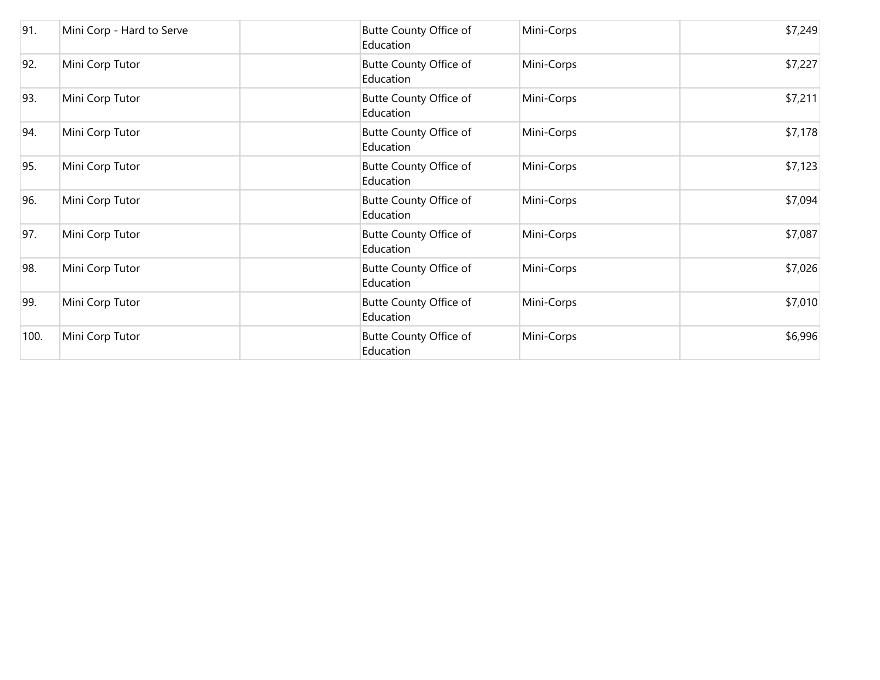| | | | | | |
|---|---|---|---|---|---|
| 91. | Mini Corp - Hard to Serve | | Butte County Office of Education | Mini-Corps | $7,249 |
| 92. | Mini Corp Tutor | | Butte County Office of Education | Mini-Corps | $7,227 |
| 93. | Mini Corp Tutor | | Butte County Office of Education | Mini-Corps | $7,211 |
| 94. | Mini Corp Tutor | | Butte County Office of Education | Mini-Corps | $7,178 |
| 95. | Mini Corp Tutor | | Butte County Office of Education | Mini-Corps | $7,123 |
| 96. | Mini Corp Tutor | | Butte County Office of Education | Mini-Corps | $7,094 |
| 97. | Mini Corp Tutor | | Butte County Office of Education | Mini-Corps | $7,087 |
| 98. | Mini Corp Tutor | | Butte County Office of Education | Mini-Corps | $7,026 |
| 99. | Mini Corp Tutor | | Butte County Office of Education | Mini-Corps | $7,010 |
| 100. | Mini Corp Tutor | | Butte County Office of Education | Mini-Corps | $6,996 |